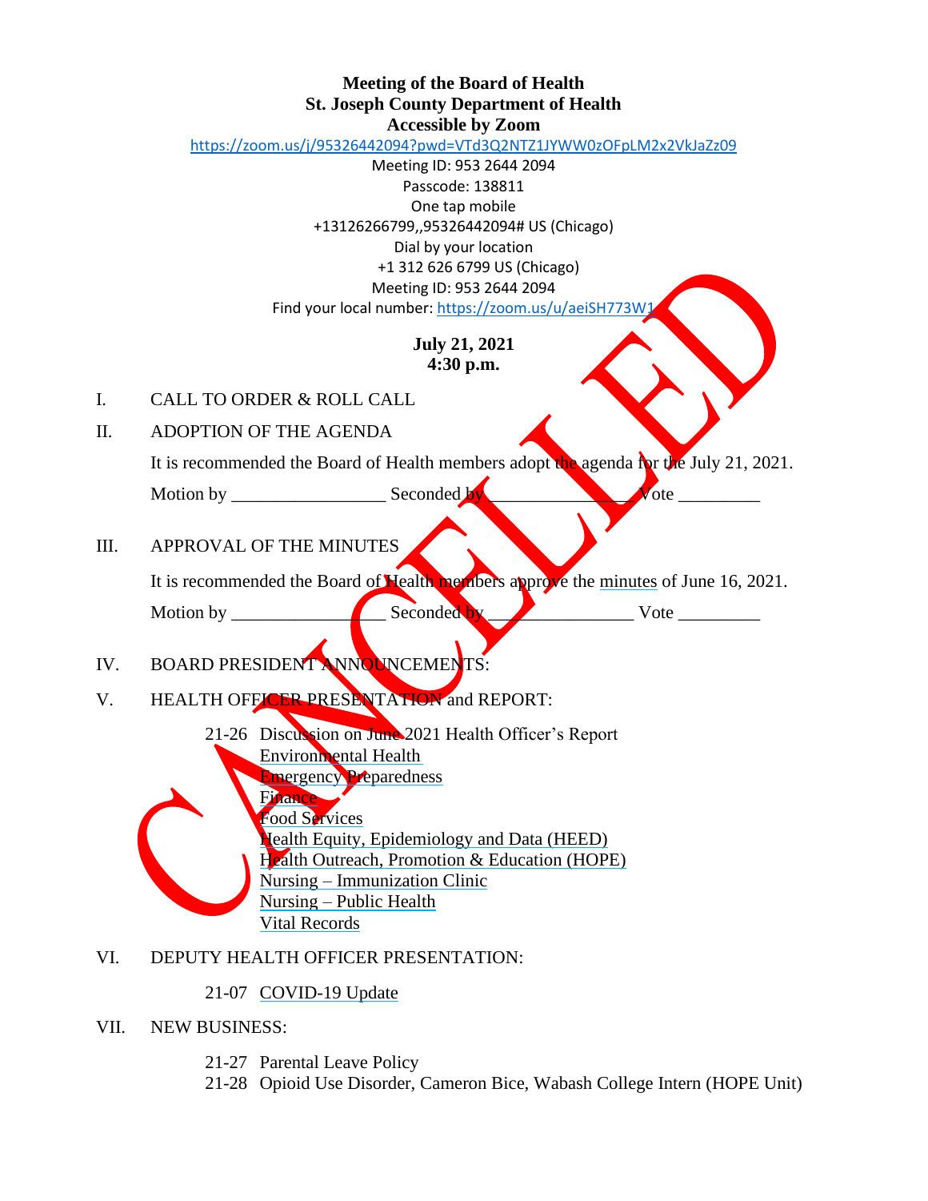**Meeting of the Board of Health**
**St. Joseph County Department of Health**
**Accessible by Zoom**

https://zoom.us/j/95326442094?pwd=VTd3Q2NTZ1JYWW0zOFpLM2x2VkJaZz09

Meeting ID: 953 2644 2094
Passcode: 138811
One tap mobile
+13126266799,,95326442094# US (Chicago)
Dial by your location
+1 312 626 6799 US (Chicago)
Meeting ID: 953 2644 2094
Find your local number: https://zoom.us/u/aeiSH773W1

CANCELLED

**July 21, 2021**
**4:30 p.m.**

I. CALL TO ORDER & ROLL CALL

II. ADOPTION OF THE AGENDA

It is recommended the Board of Health members adopt the agenda for the July 21, 2021.

Motion by ________________ Seconded by ________________ Vote _________

III. APPROVAL OF THE MINUTES

It is recommended the Board of Health members approve the minutes of June 16, 2021.

Motion by ________________ Seconded by ________________ Vote _________

IV. BOARD PRESIDENT ANNOUNCEMENTS:

V. HEALTH OFFICER PRESENTATION and REPORT:

21-26 Discussion on June 2021 Health Officer's Report
- Environmental Health
- Emergency Preparedness
- Finance
- Food Services
- Health Equity, Epidemiology and Data (HEED)
- Health Outreach, Promotion & Education (HOPE)
- Nursing – Immunization Clinic
- Nursing – Public Health
- Vital Records

VI. DEPUTY HEALTH OFFICER PRESENTATION:

21-07 COVID-19 Update

VII. NEW BUSINESS:

21-27 Parental Leave Policy
21-28 Opioid Use Disorder, Cameron Bice, Wabash College Intern (HOPE Unit)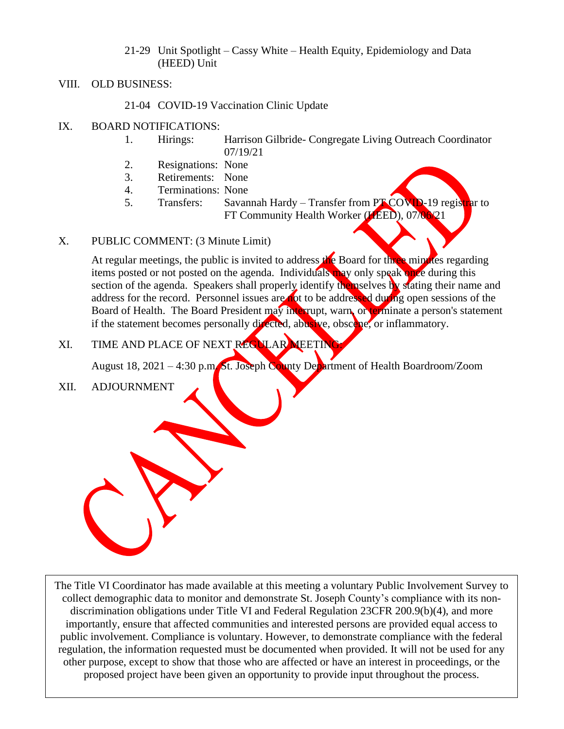21-29 Unit Spotlight – Cassy White – Health Equity, Epidemiology and Data (HEED) Unit

VIII. OLD BUSINESS:

21-04 COVID-19 Vaccination Clinic Update

IX. BOARD NOTIFICATIONS:

1. Hirings: Harrison Gilbride- Congregate Living Outreach Coordinator 07/19/21
2. Resignations: None
3. Retirements: None
4. Terminations: None
5. Transfers: Savannah Hardy – Transfer from PT COVID-19 registrar to FT Community Health Worker (HEED), 07/06/21

X. PUBLIC COMMENT: (3 Minute Limit)

At regular meetings, the public is invited to address the Board for three minutes regarding items posted or not posted on the agenda. Individuals may only speak once during this section of the agenda. Speakers shall properly identify themselves by stating their name and address for the record. Personnel issues are not to be addressed during open sessions of the Board of Health. The Board President may interrupt, warn, or terminate a person's statement if the statement becomes personally directed, abusive, obscene, or inflammatory.

XI. TIME AND PLACE OF NEXT REGULAR MEETING:

August 18, 2021 – 4:30 p.m. St. Joseph County Department of Health Boardroom/Zoom

XII. ADJOURNMENT

CANCELLED

The Title VI Coordinator has made available at this meeting a voluntary Public Involvement Survey to collect demographic data to monitor and demonstrate St. Joseph County's compliance with its non-discrimination obligations under Title VI and Federal Regulation 23CFR 200.9(b)(4), and more importantly, ensure that affected communities and interested persons are provided equal access to public involvement. Compliance is voluntary. However, to demonstrate compliance with the federal regulation, the information requested must be documented when provided. It will not be used for any other purpose, except to show that those who are affected or have an interest in proceedings, or the proposed project have been given an opportunity to provide input throughout the process.